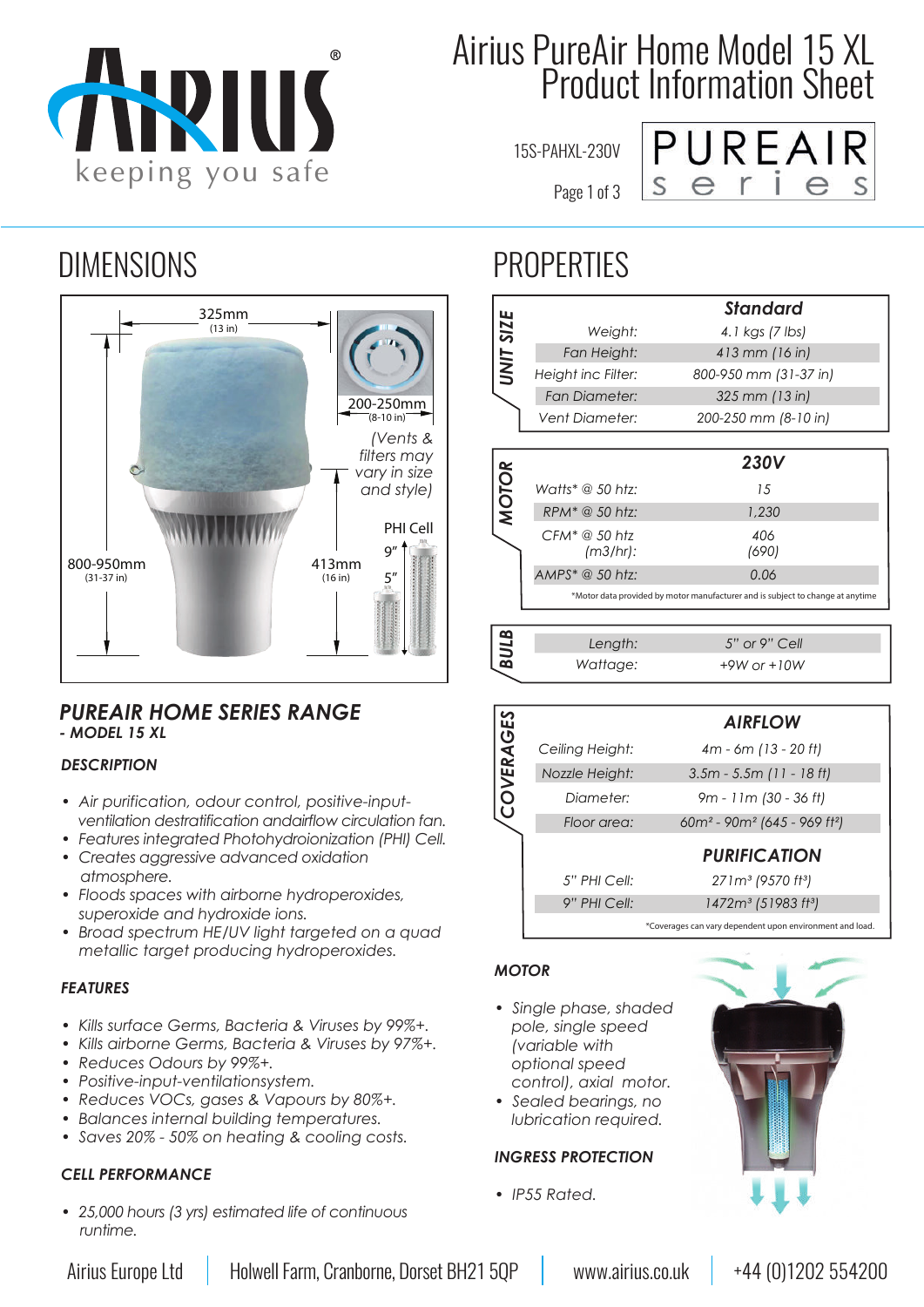# Airius PureAir Home Model 15 XL Product Information Sheet

15S-PAHXL-230V

## DIMENSIONS

325mm (13 in)

200-250mm (8-10 in)

(Vents & filters may vary in size and style)

PHI Cell

9"

5"

800-950mm (31-37 in)

413mm (16 in)

## PROPERTIES

**UNIT SIZE**

| | Standard |
|---|---|
| Weight: | 4.1 kgs (7 lbs) |
| Fan Height: | 413 mm (16 in) |
| Height inc Filter: | 800-950 mm (31-37 in) |
| Fan Diameter: | 325 mm (13 in) |
| Vent Diameter: | 200-250 mm (8-10 in) |

**MOTOR**

| | 230V |
|---|---|
| Watts* @ 50 htz: | 15 |
| RPM* @ 50 htz: | 1,230 |
| CFM* @ 50 htz (m3/hr): | 406 (690) |
| AMPS* @ 50 htz: | 0.06 |

*Motor data provided by motor manufacturer and is subject to change at anytime

**BULB**

| | |
|---|---|
| Length: | 5" or 9" Cell |
| Wattage: | +9W or +10W |

**COVERAGES**

| | AIRFLOW |
|---|---|
| Ceiling Height: | 4m - 6m (13 - 20 ft) |
| Nozzle Height: | 3.5m - 5.5m (11 - 18 ft) |
| Diameter: | 9m - 11m (30 - 36 ft) |
| Floor area: | 60m² - 90m² (645 - 969 ft²) |
| | **PURIFICATION** |
| 5" PHI Cell: | 271m³ (9570 ft³) |
| 9" PHI Cell: | 1472m³ (51983 ft³) |

*Coverages can vary dependent upon environment and load.

## PUREAIR HOME SERIES RANGE - MODEL 15 XL

### DESCRIPTION

- Air purification, odour control, positive-input-ventilation destratification andairflow circulation fan.
- Features integrated Photohydroionization (PHI) Cell.
- Creates aggressive advanced oxidation atmosphere.
- Floods spaces with airborne hydroperoxides, superoxide and hydroxide ions.
- Broad spectrum HE/UV light targeted on a quad metallic target producing hydroperoxides.

### FEATURES

- Kills surface Germs, Bacteria & Viruses by 99%+.
- Kills airborne Germs, Bacteria & Viruses by 97%+.
- Reduces Odours by 99%+.
- Positive-input-ventilationsystem.
- Reduces VOCs, gases & Vapours by 80%+.
- Balances internal building temperatures.
- Saves 20% - 50% on heating & cooling costs.

### CELL PERFORMANCE

- 25,000 hours (3 yrs) estimated life of continuous runtime.

### MOTOR

- Single phase, shaded pole, single speed (variable with optional speed control), axial motor.
- Sealed bearings, no lubrication required.

### INGRESS PROTECTION

- IP55 Rated.

Airius Europe Ltd | Holwell Farm, Cranborne, Dorset BH21 5QP | www.airius.co.uk | +44 (0)1202 554200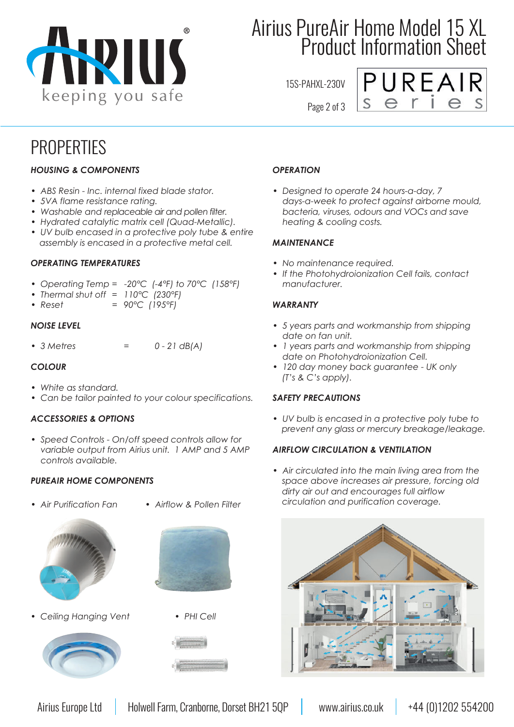# PROPERTIES

### *HOUSING & COMPONENTS*

- *ABS Resin - Inc. internal fixed blade stator.*
- *5VA flame resistance rating.*
- *Washable and replaceable air and pollen filter.*
- *Hydrated catalytic matrix cell (Quad-Metallic).*
- *UV bulb encased in a protective poly tube & entire assembly is encased in a protective metal cell.*

### *OPERATING TEMPERATURES*

- *Operating Temp = -20°C (-4°F) to 70°C (158°F)*
- *Thermal shut off = 110°C (230°F)*
- *Reset = 90°C (195°F)*

### *NOISE LEVEL*

- *3 Metres = 0 - 21 dB(A)*

### *COLOUR*

- *White as standard.*
- *Can be tailor painted to your colour specifications.*

### *ACCESSORIES & OPTIONS*

- *Speed Controls - On/off speed controls allow for variable output from Airius unit. 1 AMP and 5 AMP controls available.*

### *PUREAIR HOME COMPONENTS*

- *Air Purification Fan*
- *Airflow & Pollen Filter*
- *Ceiling Hanging Vent*
- *PHI Cell*

### *OPERATION*

- *Designed to operate 24 hours-a-day, 7 days-a-week to protect against airborne mould, bacteria, viruses, odours and VOCs and save heating & cooling costs.*

### *MAINTENANCE*

- *No maintenance required.*
- *If the Photohydroionization Cell fails, contact manufacturer.*

### *WARRANTY*

- *5 years parts and workmanship from shipping date on fan unit.*
- *1 years parts and workmanship from shipping date on Photohydroionization Cell.*
- *120 day money back guarantee - UK only (T's & C's apply).*

### *SAFETY PRECAUTIONS*

- *UV bulb is encased in a protective poly tube to prevent any glass or mercury breakage/leakage.*

### *AIRFLOW CIRCULATION & VENTILATION*

- *Air circulated into the main living area from the space above increases air pressure, forcing old dirty air out and encourages full airflow circulation and purification coverage.*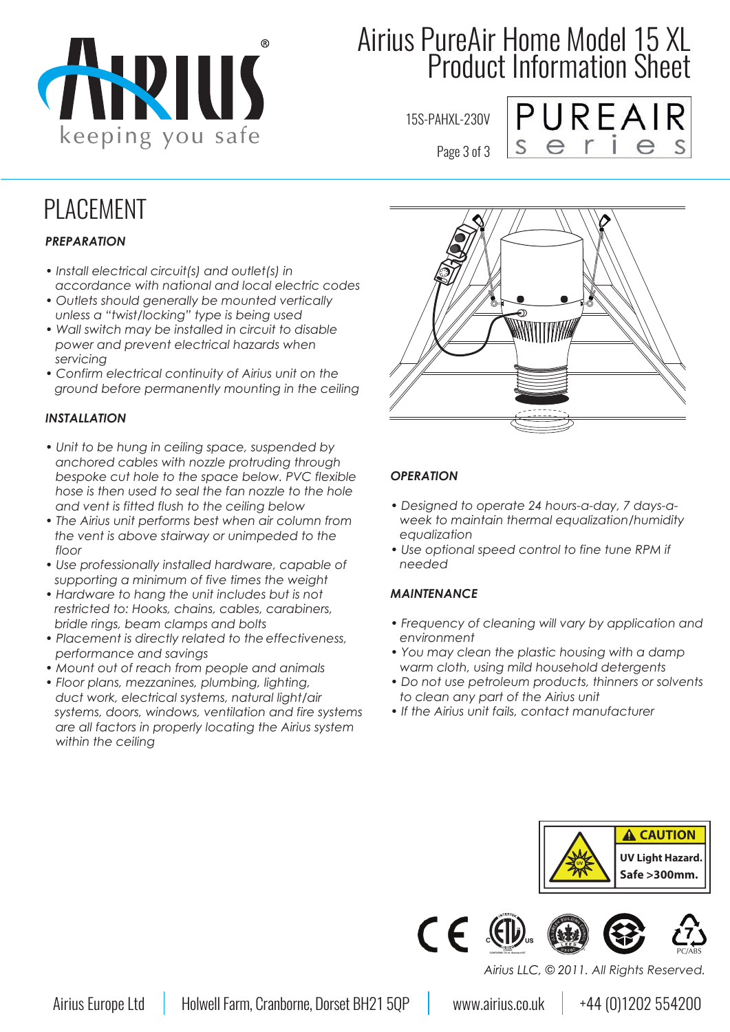# Airius PureAir Home Model 15 XL Product Information Sheet

15S-PAHXL-230V

## PLACEMENT

### PREPARATION

- *Install electrical circuit(s) and outlet(s) in accordance with national and local electric codes*
- *Outlets should generally be mounted vertically unless a "twist/locking" type is being used*
- *Wall switch may be installed in circuit to disable power and prevent electrical hazards when servicing*
- *Confirm electrical continuity of Airius unit on the ground before permanently mounting in the ceiling*

### INSTALLATION

- *Unit to be hung in ceiling space, suspended by anchored cables with nozzle protruding through bespoke cut hole to the space below. PVC flexible hose is then used to seal the fan nozzle to the hole and vent is fitted flush to the ceiling below*
- *The Airius unit performs best when air column from the vent is above stairway or unimpeded to the floor*
- *Use professionally installed hardware, capable of supporting a minimum of five times the weight*
- *Hardware to hang the unit includes but is not restricted to: Hooks, chains, cables, carabiners, bridle rings, beam clamps and bolts*
- *Placement is directly related to the effectiveness, performance and savings*
- *Mount out of reach from people and animals*
- *Floor plans, mezzanines, plumbing, lighting, duct work, electrical systems, natural light/air systems, doors, windows, ventilation and fire systems are all factors in properly locating the Airius system within the ceiling*

### OPERATION

- *Designed to operate 24 hours-a-day, 7 days-a-week to maintain thermal equalization/humidity equalization*
- *Use optional speed control to fine tune RPM if needed*

### MAINTENANCE

- *Frequency of cleaning will vary by application and environment*
- *You may clean the plastic housing with a damp warm cloth, using mild household detergents*
- *Do not use petroleum products, thinners or solvents to clean any part of the Airius unit*
- *If the Airius unit fails, contact manufacturer*

**CAUTION**

**UV Light Hazard. Safe >300mm.**

PC/ABS

*Airius LLC, © 2011. All Rights Reserved.*

Airius Europe Ltd | Holwell Farm, Cranborne, Dorset BH21 5QP | www.airius.co.uk | +44 (0)1202 554200